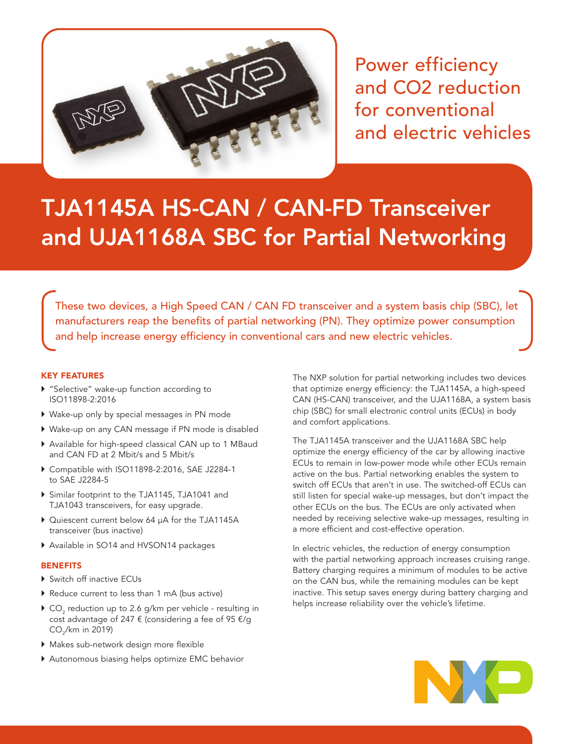Power efficiency and CO2 reduction for conventional and electric vehicles

# TJA1145A HS-CAN / CAN-FD Transceiver and UJA1168A SBC for Partial Networking

These two devices, a High Speed CAN / CAN FD transceiver and a system basis chip (SBC), let manufacturers reap the benefits of partial networking (PN). They optimize power consumption and help increase energy efficiency in conventional cars and new electric vehicles.

### KEY FEATURES

- "Selective" wake-up function according to ISO11898-2:2016
- Wake-up only by special messages in PN mode
- Wake-up on any CAN message if PN mode is disabled
- Available for high-speed classical CAN up to 1 MBaud and CAN FD at 2 Mbit/s and 5 Mbit/s
- Compatible with ISO11898-2:2016, SAE J2284-1 to SAE J2284-5
- Similar footprint to the TJA1145, TJA1041 and TJA1043 transceivers, for easy upgrade.
- Quiescent current below 64 µA for the TJA1145A transceiver (bus inactive)
- Available in SO14 and HVSON14 packages

### BENEFITS

- Switch off inactive ECUs
- Reduce current to less than 1 mA (bus active)
- $CO_2$ reduction up to 2.6 g/km per vehicle - resulting in cost advantage of 247 € (considering a fee of 95 €/g $CO_2$/km in 2019)
- Makes sub-network design more flexible
- Autonomous biasing helps optimize EMC behavior

The NXP solution for partial networking includes two devices that optimize energy efficiency: the TJA1145A, a high-speed CAN (HS-CAN) transceiver, and the UJA1168A, a system basis chip (SBC) for small electronic control units (ECUs) in body and comfort applications.

The TJA1145A transceiver and the UJA1168A SBC help optimize the energy efficiency of the car by allowing inactive ECUs to remain in low-power mode while other ECUs remain active on the bus. Partial networking enables the system to switch off ECUs that aren't in use. The switched-off ECUs can still listen for special wake-up messages, but don't impact the other ECUs on the bus. The ECUs are only activated when needed by receiving selective wake-up messages, resulting in a more efficient and cost-effective operation.

In electric vehicles, the reduction of energy consumption with the partial networking approach increases cruising range. Battery charging requires a minimum of modules to be active on the CAN bus, while the remaining modules can be kept inactive. This setup saves energy during battery charging and helps increase reliability over the vehicle's lifetime.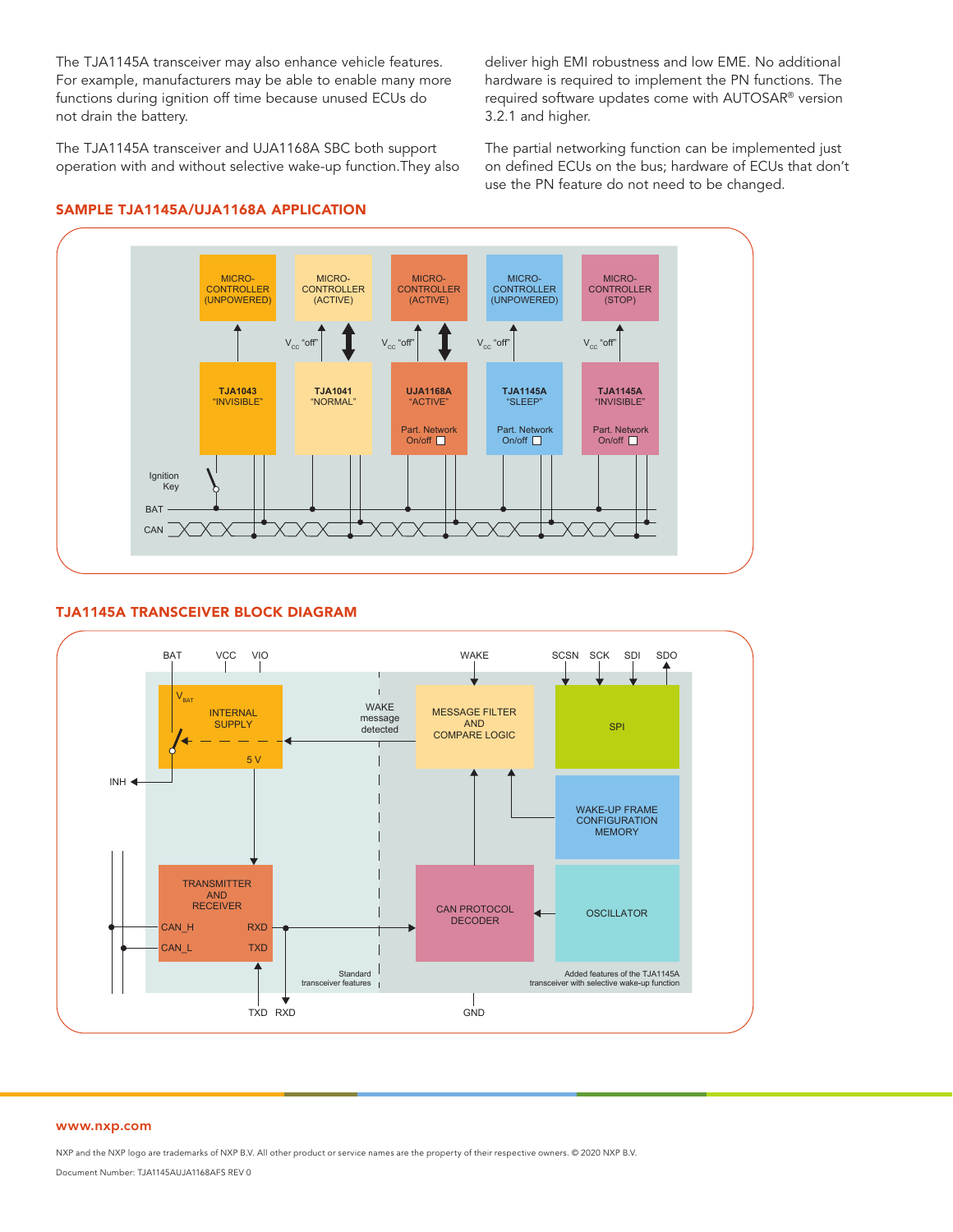The TJA1145A transceiver may also enhance vehicle features. For example, manufacturers may be able to enable many more functions during ignition off time because unused ECUs do not drain the battery.

The TJA1145A transceiver and UJA1168A SBC both support operation with and without selective wake-up function.They also deliver high EMI robustness and low EME. No additional hardware is required to implement the PN functions. The required software updates come with AUTOSAR® version 3.2.1 and higher.

The partial networking function can be implemented just on defined ECUs on the bus; hardware of ECUs that don't use the PN feature do not need to be changed.

## SAMPLE TJA1145A/UJA1168A APPLICATION

MICRO-CONTROLLER (UNPOWERED)
MICRO-CONTROLLER (ACTIVE)
MICRO-CONTROLLER (ACTIVE)
MICRO-CONTROLLER (UNPOWERED)
MICRO-CONTROLLER (STOP)

$V_{CC}$ "off"
$V_{CC}$ "off"
$V_{CC}$ "off"
$V_{CC}$ "off"

TJA1043 "INVISIBLE"
TJA1041 "NORMAL"
UJA1168A "ACTIVE" Part. Network On/off
TJA1145A "SLEEP" Part. Network On/off
TJA1145A "INVISIBLE" Part. Network On/off

Ignition Key
BAT
CAN

## TJA1145A TRANSCEIVER BLOCK DIAGRAM

BAT VCC VIO
WAKE
SCSN SCK SDI SDO

$V_{BAT}$
INTERNAL SUPPLY
5 V
INH

WAKE message detected

MESSAGE FILTER AND COMPARE LOGIC
SPI
WAKE-UP FRAME CONFIGURATION MEMORY

TRANSMITTER AND RECEIVER
CAN_H RXD
CAN_L TXD

CAN PROTOCOL DECODER
OSCILLATOR

Standard transceiver features
Added features of the TJA1145A transceiver with selective wake-up function

TXD RXD
GND

www.nxp.com

NXP and the NXP logo are trademarks of NXP B.V. All other product or service names are the property of their respective owners. © 2020 NXP B.V.

Document Number: TJA1145AUJA1168AFS REV 0